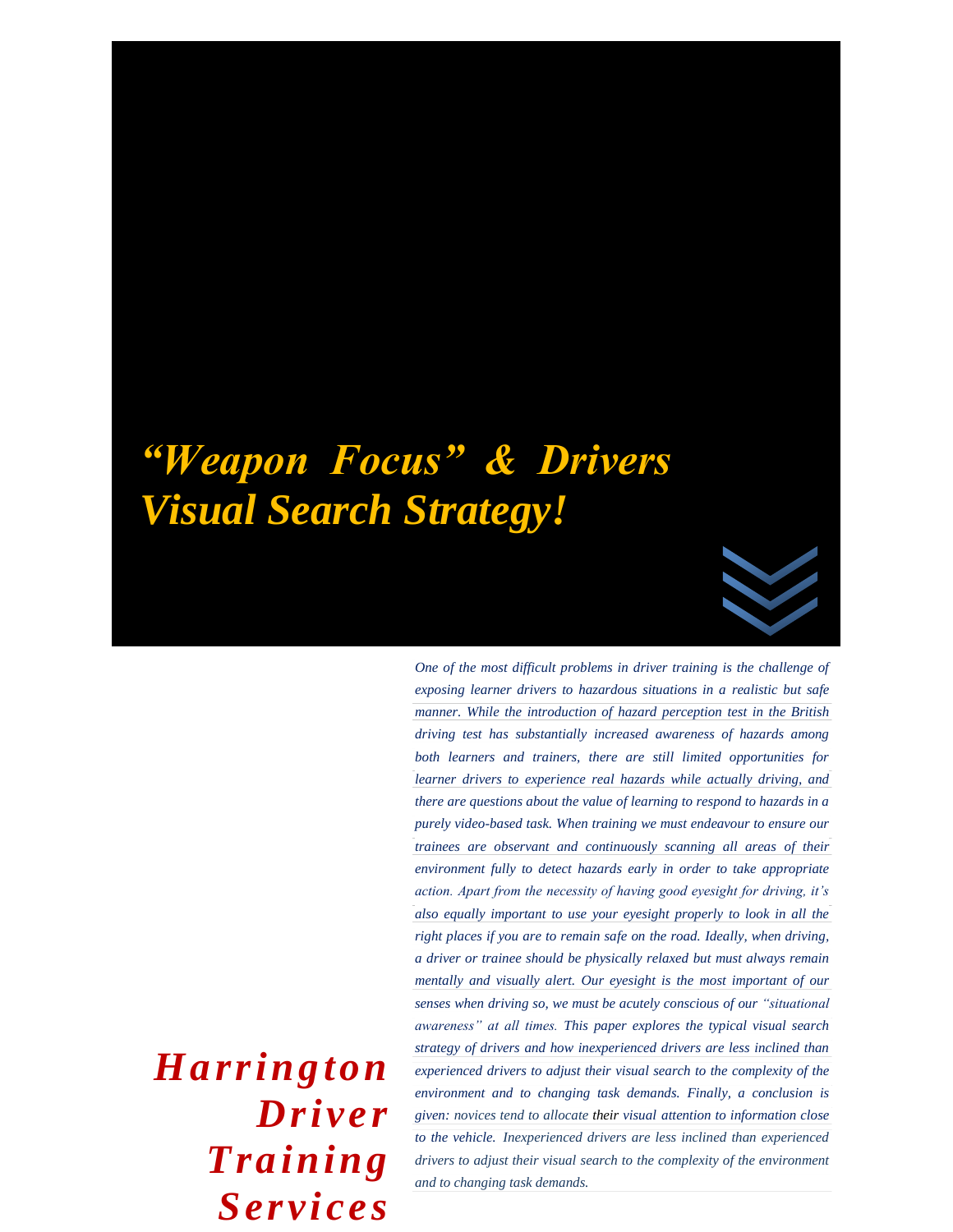# *"Weapon Focus" & Drivers Visual Search Strategy!*

***Harrington Driver Training Services***

*One of the most difficult problems in driver training is the challenge of exposing learner drivers to hazardous situations in a realistic but safe manner. While the introduction of hazard perception test in the British driving test has substantially increased awareness of hazards among both learners and trainers, there are still limited opportunities for learner drivers to experience real hazards while actually driving, and there are questions about the value of learning to respond to hazards in a purely video-based task. When training we must endeavour to ensure our trainees are observant and continuously scanning all areas of their environment fully to detect hazards early in order to take appropriate action. Apart from the necessity of having good eyesight for driving, it's also equally important to use your eyesight properly to look in all the right places if you are to remain safe on the road. Ideally, when driving, a driver or trainee should be physically relaxed but must always remain mentally and visually alert. Our eyesight is the most important of our senses when driving so, we must be acutely conscious of our "situational awareness" at all times. This paper explores the typical visual search strategy of drivers and how inexperienced drivers are less inclined than experienced drivers to adjust their visual search to the complexity of the environment and to changing task demands. Finally, a conclusion is given: novices tend to allocate their visual attention to information close to the vehicle. Inexperienced drivers are less inclined than experienced drivers to adjust their visual search to the complexity of the environment and to changing task demands.*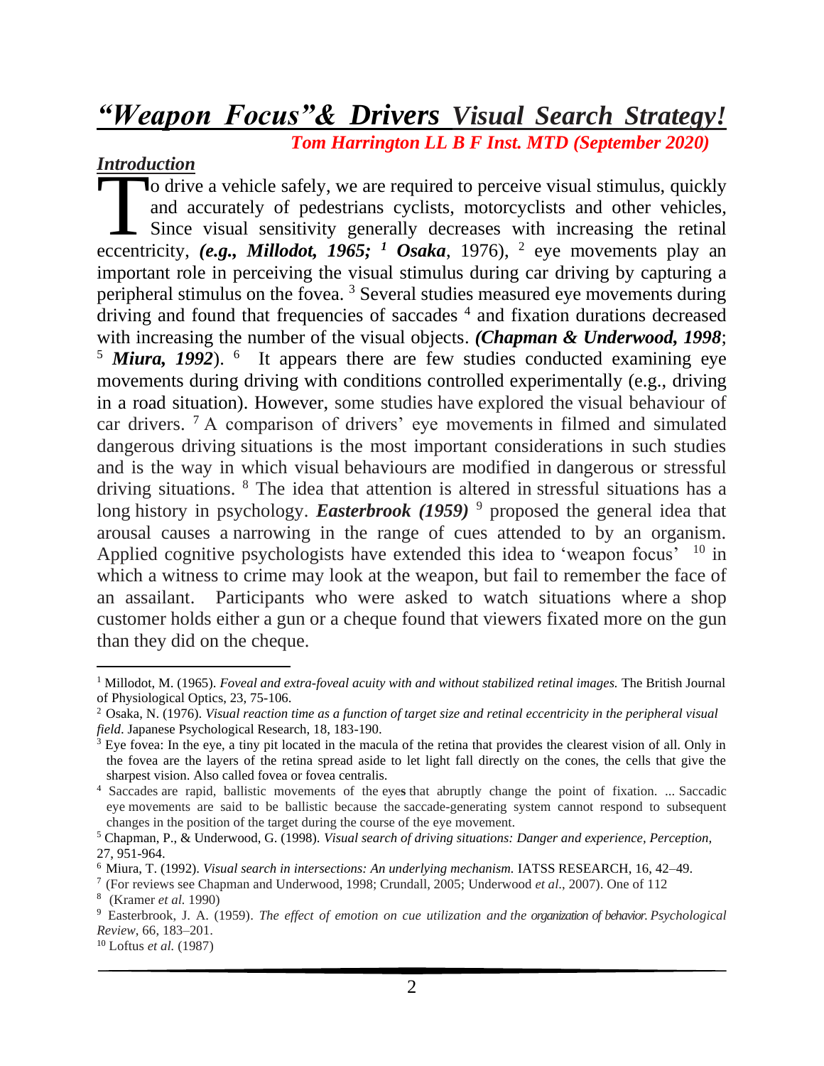# *"Weapon Focus"& Drivers Visual Search Strategy!*

***Tom Harrington LL B F Inst. MTD (September 2020)***

## *Introduction*

To drive a vehicle safely, we are required to perceive visual stimulus, quickly and accurately of pedestrians cyclists, motorcyclists and other vehicles, Since visual sensitivity generally decreases with increasing the retinal eccentricity, ***(e.g., Millodot, 1965;*** [1] ***Osaka***, 1976), [2] eye movements play an important role in perceiving the visual stimulus during car driving by capturing a peripheral stimulus on the fovea. [3] Several studies measured eye movements during driving and found that frequencies of saccades [4] and fixation durations decreased with increasing the number of the visual objects. ***(Chapman & Underwood, 1998***; [5] ***Miura, 1992***). [6] It appears there are few studies conducted examining eye movements during driving with conditions controlled experimentally (e.g., driving in a road situation). However, some studies have explored the visual behaviour of car drivers. [7] A comparison of drivers' eye movements in filmed and simulated dangerous driving situations is the most important considerations in such studies and is the way in which visual behaviours are modified in dangerous or stressful driving situations. [8] The idea that attention is altered in stressful situations has a long history in psychology. ***Easterbrook (1959)*** [9] proposed the general idea that arousal causes a narrowing in the range of cues attended to by an organism. Applied cognitive psychologists have extended this idea to 'weapon focus' [10] in which a witness to crime may look at the weapon, but fail to remember the face of an assailant. Participants who were asked to watch situations where a shop customer holds either a gun or a cheque found that viewers fixated more on the gun than they did on the cheque.

---

[1] Millodot, M. (1965). *Foveal and extra-foveal acuity with and without stabilized retinal images.* The British Journal of Physiological Optics, 23, 75-106.

[2] Osaka, N. (1976). *Visual reaction time as a function of target size and retinal eccentricity in the peripheral visual field*. Japanese Psychological Research, 18, 183-190.

[3] Eye fovea: In the eye, a tiny pit located in the macula of the retina that provides the clearest vision of all. Only in the fovea are the layers of the retina spread aside to let light fall directly on the cones, the cells that give the sharpest vision. Also called fovea or fovea centralis.

[4] Saccades are rapid, ballistic movements of the eyes that abruptly change the point of fixation. ... Saccadic eye movements are said to be ballistic because the saccade-generating system cannot respond to subsequent changes in the position of the target during the course of the eye movement.

[5] Chapman, P., & Underwood, G. (1998). *Visual search of driving situations: Danger and experience, Perception,* 27, 951-964.

[6] Miura, T. (1992). *Visual search in intersections: An underlying mechanism.* IATSS RESEARCH, 16, 42–49.

[7] (For reviews see Chapman and Underwood, 1998; Crundall, 2005; Underwood *et al*., 2007). One of 112

[8] (Kramer *et al.* 1990)

[9] Easterbrook, J. A. (1959). *The effect of emotion on cue utilization and the organization of behavior. Psychological Review*, 66, 183–201.

[10] Loftus *et al.* (1987)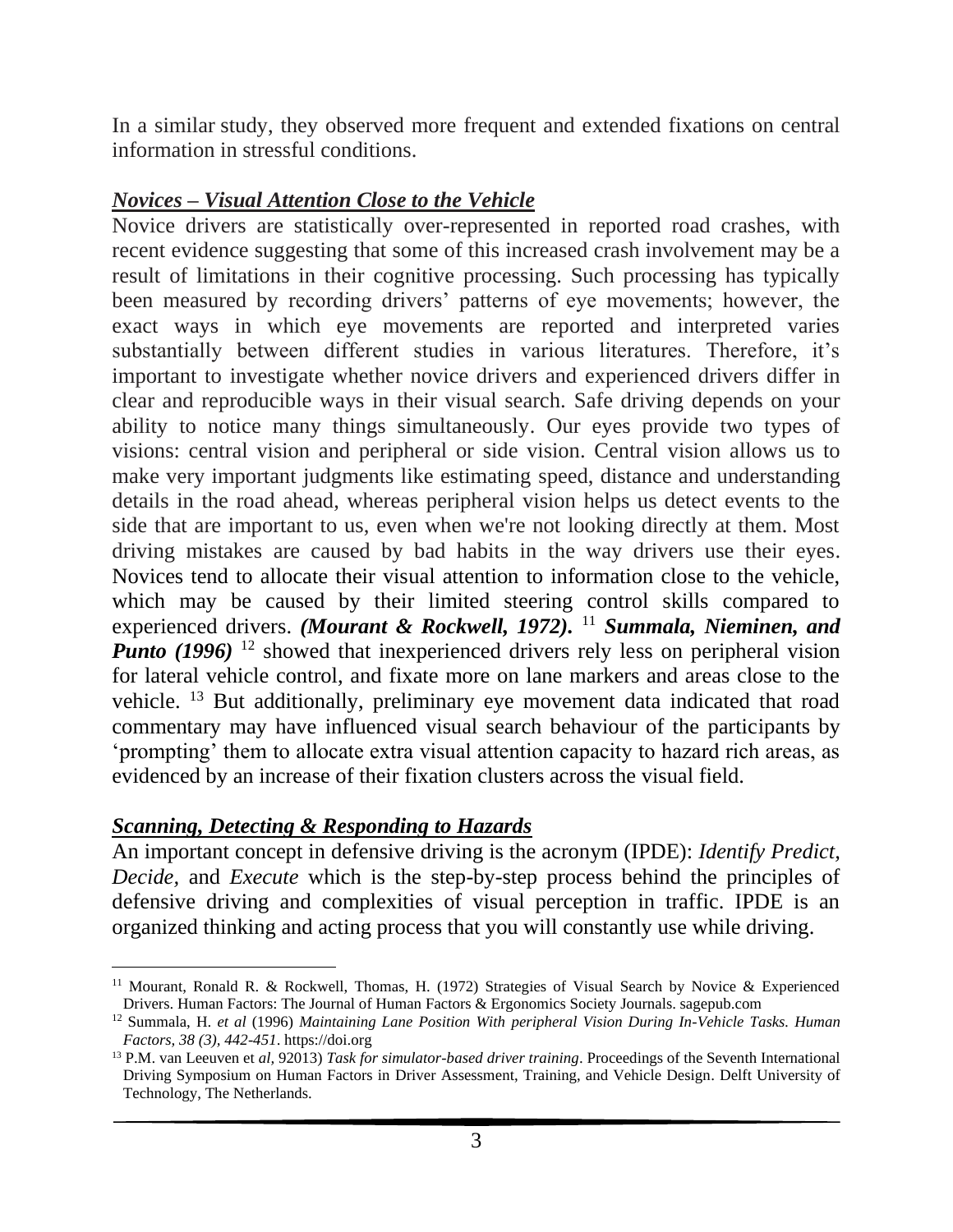In a similar study, they observed more frequent and extended fixations on central information in stressful conditions.

### ***Novices – Visual Attention Close to the Vehicle***

Novice drivers are statistically over-represented in reported road crashes, with recent evidence suggesting that some of this increased crash involvement may be a result of limitations in their cognitive processing. Such processing has typically been measured by recording drivers' patterns of eye movements; however, the exact ways in which eye movements are reported and interpreted varies substantially between different studies in various literatures. Therefore, it's important to investigate whether novice drivers and experienced drivers differ in clear and reproducible ways in their visual search. Safe driving depends on your ability to notice many things simultaneously. Our eyes provide two types of visions: central vision and peripheral or side vision. Central vision allows us to make very important judgments like estimating speed, distance and understanding details in the road ahead, whereas peripheral vision helps us detect events to the side that are important to us, even when we're not looking directly at them. Most driving mistakes are caused by bad habits in the way drivers use their eyes. Novices tend to allocate their visual attention to information close to the vehicle, which may be caused by their limited steering control skills compared to experienced drivers. ***(Mourant & Rockwell, 1972).*** [11] ***Summala, Nieminen, and Punto (1996)*** [12] showed that inexperienced drivers rely less on peripheral vision for lateral vehicle control, and fixate more on lane markers and areas close to the vehicle. [13] But additionally, preliminary eye movement data indicated that road commentary may have influenced visual search behaviour of the participants by 'prompting' them to allocate extra visual attention capacity to hazard rich areas, as evidenced by an increase of their fixation clusters across the visual field.

### ***Scanning, Detecting & Responding to Hazards***

An important concept in defensive driving is the acronym (IPDE): *Identify Predict, Decide*, and *Execute* which is the step-by-step process behind the principles of defensive driving and complexities of visual perception in traffic. IPDE is an organized thinking and acting process that you will constantly use while driving.

---

[11] Mourant, Ronald R. & Rockwell, Thomas, H. (1972) Strategies of Visual Search by Novice & Experienced Drivers. Human Factors: The Journal of Human Factors & Ergonomics Society Journals. sagepub.com

[12] Summala, H. *et al* (1996) *Maintaining Lane Position With peripheral Vision During In-Vehicle Tasks. Human Factors, 38 (3), 442-451.* https://doi.org

[13] P.M. van Leeuwen et *al,* 92013) *Task for simulator-based driver training*. Proceedings of the Seventh International Driving Symposium on Human Factors in Driver Assessment, Training, and Vehicle Design. Delft University of Technology, The Netherlands.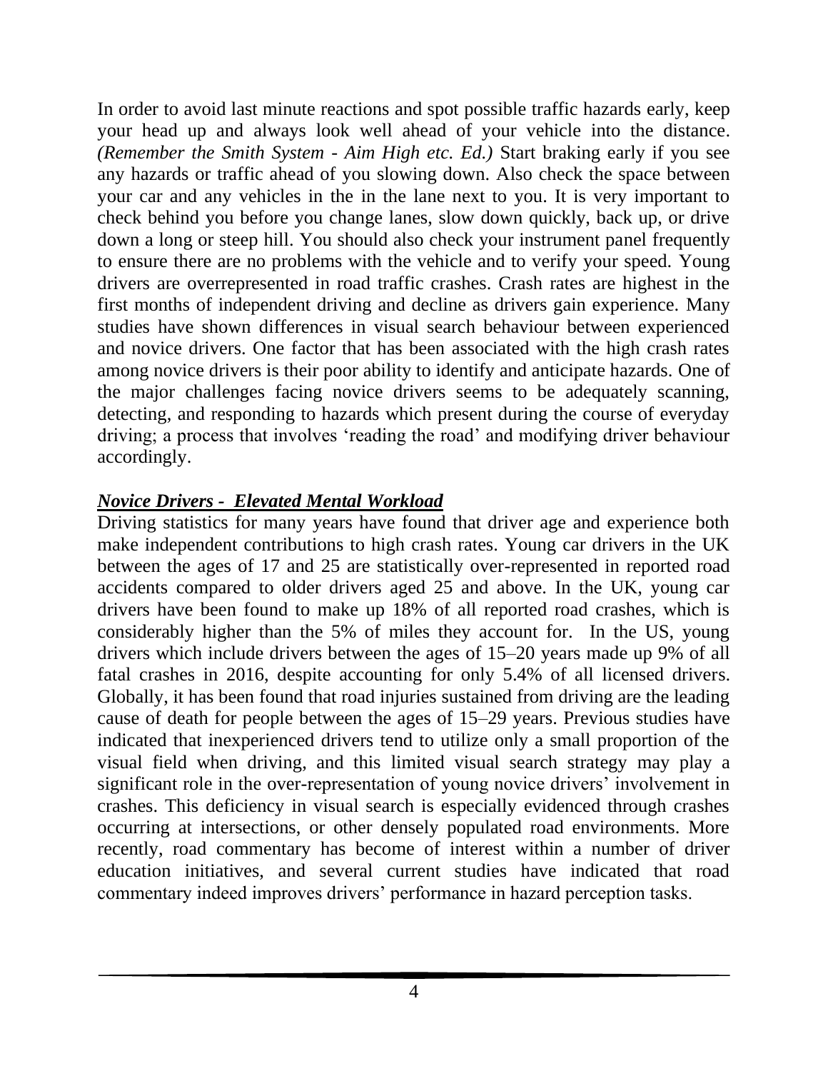In order to avoid last minute reactions and spot possible traffic hazards early, keep your head up and always look well ahead of your vehicle into the distance. *(Remember the Smith System - Aim High etc. Ed.)* Start braking early if you see any hazards or traffic ahead of you slowing down. Also check the space between your car and any vehicles in the in the lane next to you. It is very important to check behind you before you change lanes, slow down quickly, back up, or drive down a long or steep hill. You should also check your instrument panel frequently to ensure there are no problems with the vehicle and to verify your speed. Young drivers are overrepresented in road traffic crashes. Crash rates are highest in the first months of independent driving and decline as drivers gain experience. Many studies have shown differences in visual search behaviour between experienced and novice drivers. One factor that has been associated with the high crash rates among novice drivers is their poor ability to identify and anticipate hazards. One of the major challenges facing novice drivers seems to be adequately scanning, detecting, and responding to hazards which present during the course of everyday driving; a process that involves 'reading the road' and modifying driver behaviour accordingly.

***Novice Drivers - Elevated Mental Workload***

Driving statistics for many years have found that driver age and experience both make independent contributions to high crash rates. Young car drivers in the UK between the ages of 17 and 25 are statistically over-represented in reported road accidents compared to older drivers aged 25 and above. In the UK, young car drivers have been found to make up 18% of all reported road crashes, which is considerably higher than the 5% of miles they account for. In the US, young drivers which include drivers between the ages of 15–20 years made up 9% of all fatal crashes in 2016, despite accounting for only 5.4% of all licensed drivers. Globally, it has been found that road injuries sustained from driving are the leading cause of death for people between the ages of 15–29 years. Previous studies have indicated that inexperienced drivers tend to utilize only a small proportion of the visual field when driving, and this limited visual search strategy may play a significant role in the over-representation of young novice drivers' involvement in crashes. This deficiency in visual search is especially evidenced through crashes occurring at intersections, or other densely populated road environments. More recently, road commentary has become of interest within a number of driver education initiatives, and several current studies have indicated that road commentary indeed improves drivers' performance in hazard perception tasks.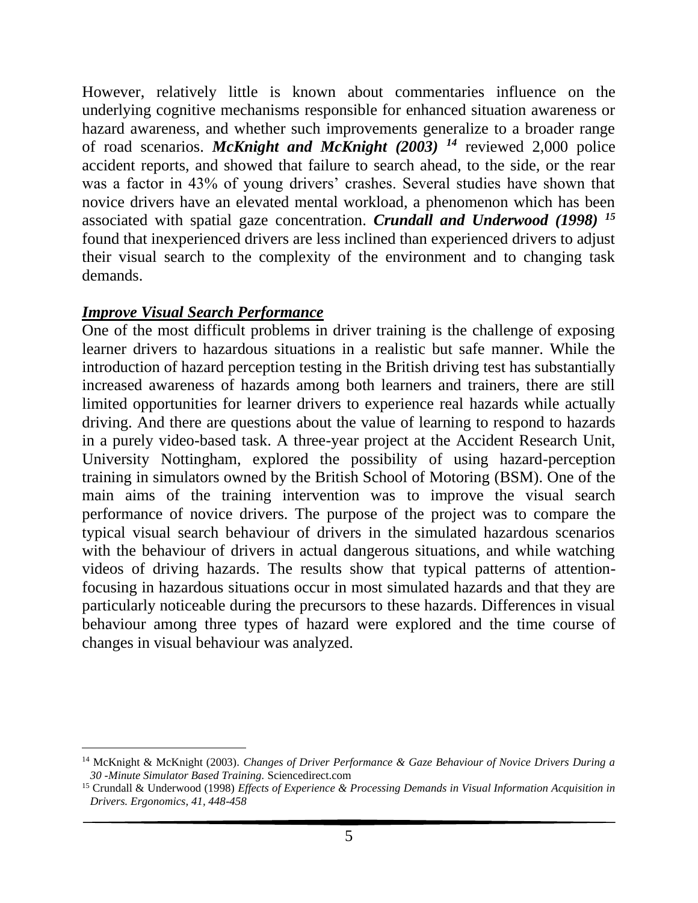However, relatively little is known about commentaries influence on the underlying cognitive mechanisms responsible for enhanced situation awareness or hazard awareness, and whether such improvements generalize to a broader range of road scenarios. ***McKnight and McKnight (2003)*** [14] reviewed 2,000 police accident reports, and showed that failure to search ahead, to the side, or the rear was a factor in 43% of young drivers' crashes. Several studies have shown that novice drivers have an elevated mental workload, a phenomenon which has been associated with spatial gaze concentration. ***Crundall and Underwood (1998)*** [15] found that inexperienced drivers are less inclined than experienced drivers to adjust their visual search to the complexity of the environment and to changing task demands.

***<u>Improve Visual Search Performance</u>***

One of the most difficult problems in driver training is the challenge of exposing learner drivers to hazardous situations in a realistic but safe manner. While the introduction of hazard perception testing in the British driving test has substantially increased awareness of hazards among both learners and trainers, there are still limited opportunities for learner drivers to experience real hazards while actually driving. And there are questions about the value of learning to respond to hazards in a purely video-based task. A three-year project at the Accident Research Unit, University Nottingham, explored the possibility of using hazard-perception training in simulators owned by the British School of Motoring (BSM). One of the main aims of the training intervention was to improve the visual search performance of novice drivers. The purpose of the project was to compare the typical visual search behaviour of drivers in the simulated hazardous scenarios with the behaviour of drivers in actual dangerous situations, and while watching videos of driving hazards. The results show that typical patterns of attention-focusing in hazardous situations occur in most simulated hazards and that they are particularly noticeable during the precursors to these hazards. Differences in visual behaviour among three types of hazard were explored and the time course of changes in visual behaviour was analyzed.

---

[14] McKnight & McKnight (2003). *Changes of Driver Performance & Gaze Behaviour of Novice Drivers During a 30 -Minute Simulator Based Training.* Sciencedirect.com

[15] Crundall & Underwood (1998) *Effects of Experience & Processing Demands in Visual Information Acquisition in Drivers. Ergonomics, 41, 448-458*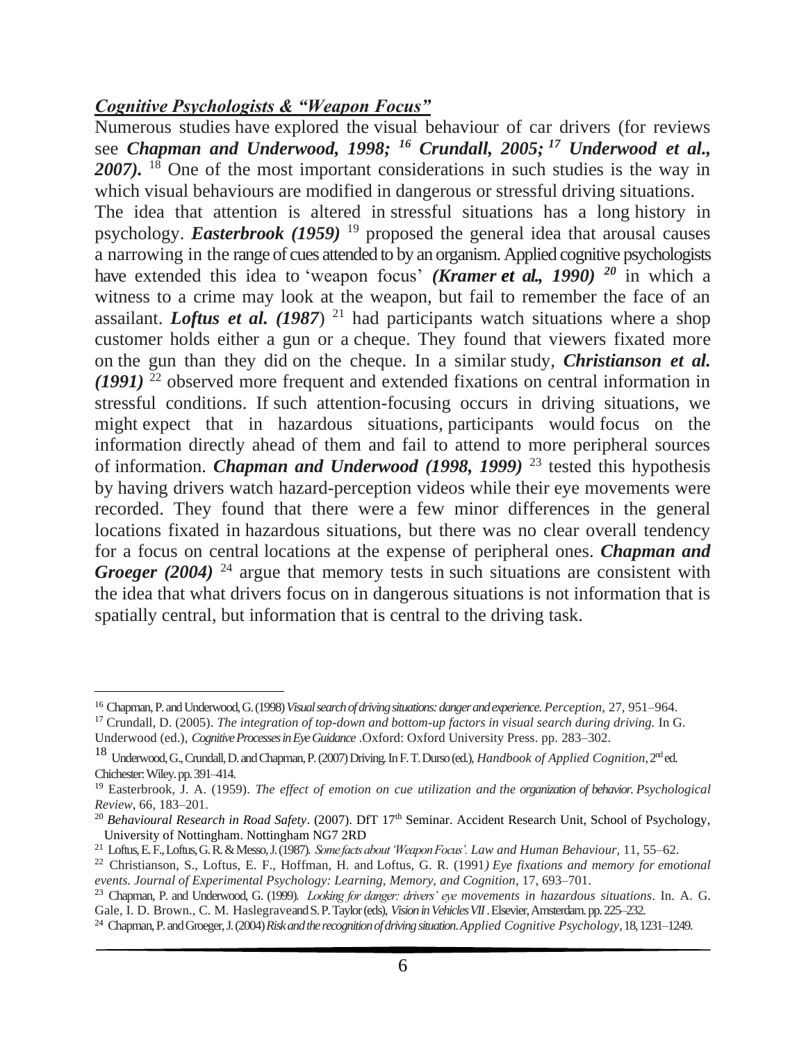***Cognitive Psychologists & "Weapon Focus"***

Numerous studies have explored the visual behaviour of car drivers (for reviews see ***Chapman and Underwood, 1998;*** [16] ***Crundall, 2005;*** [17] ***Underwood et al., 2007).*** [18] One of the most important considerations in such studies is the way in which visual behaviours are modified in dangerous or stressful driving situations.

The idea that attention is altered in stressful situations has a long history in psychology. ***Easterbrook (1959)*** [19] proposed the general idea that arousal causes a narrowing in the range of cues attended to by an organism. Applied cognitive psychologists have extended this idea to 'weapon focus' ***(Kramer et al., 1990)*** [20] in which a witness to a crime may look at the weapon, but fail to remember the face of an assailant. ***Loftus et al. (1987***) [21] had participants watch situations where a shop customer holds either a gun or a cheque. They found that viewers fixated more on the gun than they did on the cheque. In a similar study, ***Christianson et al. (1991)*** [22] observed more frequent and extended fixations on central information in stressful conditions. If such attention-focusing occurs in driving situations, we might expect that in hazardous situations, participants would focus on the information directly ahead of them and fail to attend to more peripheral sources of information. ***Chapman and Underwood (1998, 1999)*** [23] tested this hypothesis by having drivers watch hazard-perception videos while their eye movements were recorded. They found that there were a few minor differences in the general locations fixated in hazardous situations, but there was no clear overall tendency for a focus on central locations at the expense of peripheral ones. ***Chapman and Groeger (2004)*** [24] argue that memory tests in such situations are consistent with the idea that what drivers focus on in dangerous situations is not information that is spatially central, but information that is central to the driving task.

---

[16] Chapman, P. and Underwood, G. (1998) *Visual search of driving situations: danger and experience. Perception,* 27, 951–964.

[17] Crundall, D. (2005). *The integration of top-down and bottom-up factors in visual search during driving.* In G. Underwood (ed.), *Cognitive Processes in Eye Guidance* .Oxford: Oxford University Press. pp. 283–302.

[18] Underwood, G., Crundall, D. and Chapman, P. (2007) Driving. In F. T. Durso (ed.), *Handbook of Applied Cognition*, 2nd ed. Chichester: Wiley. pp. 391–414.

[19] Easterbrook, J. A. (1959). *The effect of emotion on cue utilization and the organization of behavior. Psychological Review*, 66, 183–201.

[20] *Behavioural Research in Road Safety*. (2007). DfT 17th Seminar. Accident Research Unit, School of Psychology, University of Nottingham. Nottingham NG7 2RD

[21] Loftus, E. F., Loftus, G. R. & Messo, J. (1987). *Some facts about 'Weapon Focus'. Law and Human Behaviour,* 11, 55–62.

[22] Christianson, S., Loftus, E. F., Hoffman, H. and Loftus, G. R. (1991*) Eye fixations and memory for emotional events. Journal of Experimental Psychology: Learning, Memory, and Cognition*, 17, 693–701.

[23] Chapman, P. and Underwood, G. (1999). *Looking for danger: drivers' eye movements in hazardous situations*. In. A. G. Gale, I. D. Brown., C. M. Haslegraveand S. P. Taylor (eds), *Vision in Vehicles VII* . Elsevier, Amsterdam. pp. 225–232.

[24] Chapman, P. and Groeger, J. (2004) *Risk and the recognition of driving situation. Applied Cognitive Psychology*, 18, 1231–1249.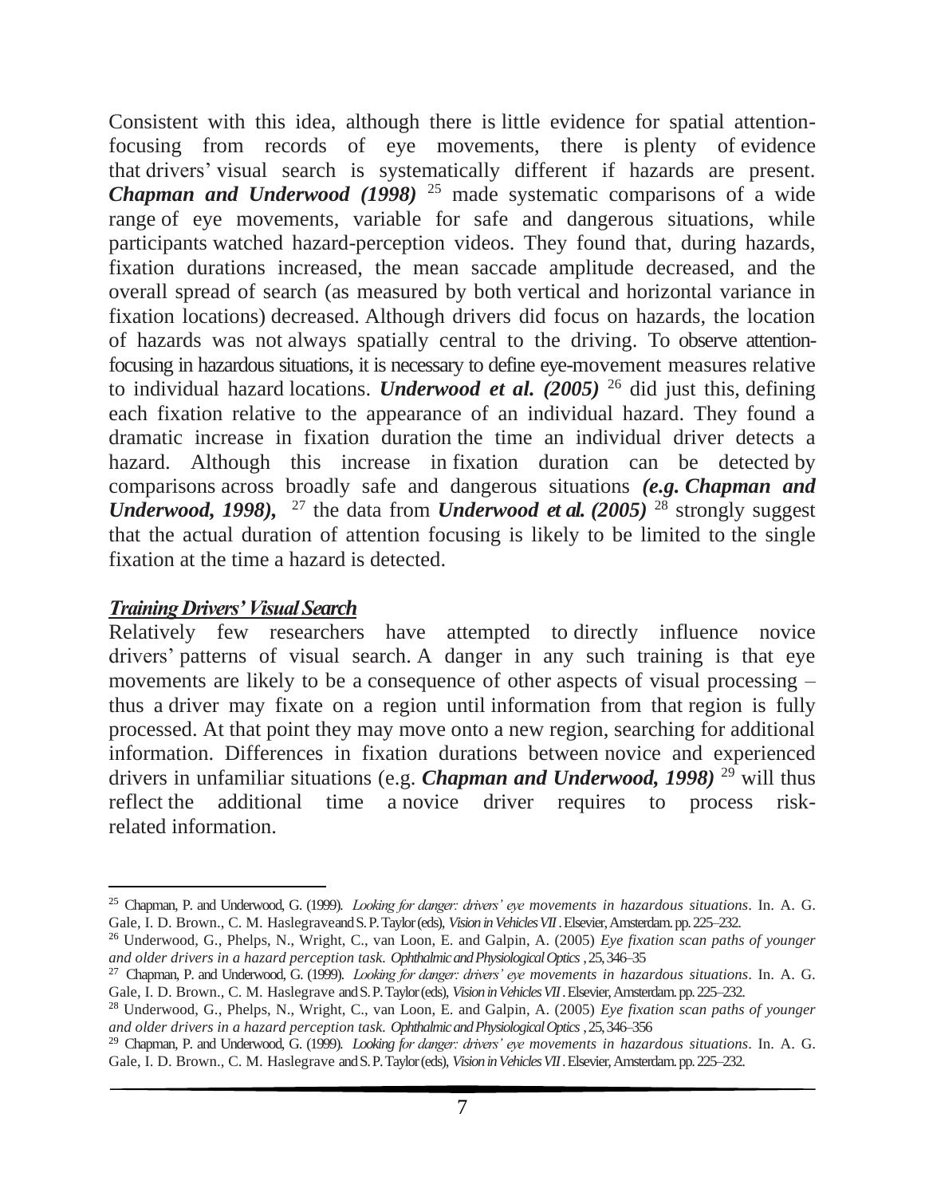Consistent with this idea, although there is little evidence for spatial attention-focusing from records of eye movements, there is plenty of evidence that drivers' visual search is systematically different if hazards are present. ***Chapman and Underwood (1998)*** [25] made systematic comparisons of a wide range of eye movements, variable for safe and dangerous situations, while participants watched hazard-perception videos. They found that, during hazards, fixation durations increased, the mean saccade amplitude decreased, and the overall spread of search (as measured by both vertical and horizontal variance in fixation locations) decreased. Although drivers did focus on hazards, the location of hazards was not always spatially central to the driving. To observe attention-focusing in hazardous situations, it is necessary to define eye-movement measures relative to individual hazard locations. ***Underwood et al. (2005)*** [26] did just this, defining each fixation relative to the appearance of an individual hazard. They found a dramatic increase in fixation duration the time an individual driver detects a hazard. Although this increase in fixation duration can be detected by comparisons across broadly safe and dangerous situations ***(e.g. Chapman and Underwood, 1998),*** [27] the data from ***Underwood et al. (2005)*** [28] strongly suggest that the actual duration of attention focusing is likely to be limited to the single fixation at the time a hazard is detected.

## ***Training Drivers' Visual Search***

Relatively few researchers have attempted to directly influence novice drivers' patterns of visual search. A danger in any such training is that eye movements are likely to be a consequence of other aspects of visual processing – thus a driver may fixate on a region until information from that region is fully processed. At that point they may move onto a new region, searching for additional information. Differences in fixation durations between novice and experienced drivers in unfamiliar situations (e.g. ***Chapman and Underwood, 1998)*** [29] will thus reflect the additional time a novice driver requires to process risk-related information.

---

[25] Chapman, P. and Underwood, G. (1999). *Looking for danger: drivers' eye movements in hazardous situations*. In. A. G. Gale, I. D. Brown., C. M. Haslegraveand S. P. Taylor (eds), *Vision in Vehicles VII*. Elsevier, Amsterdam. pp. 225–232.

[26] Underwood, G., Phelps, N., Wright, C., van Loon, E. and Galpin, A. (2005) *Eye fixation scan paths of younger and older drivers in a hazard perception task. Ophthalmic and Physiological Optics*, 25, 346–35

[27] Chapman, P. and Underwood, G. (1999). *Looking for danger: drivers' eye movements in hazardous situations*. In. A. G. Gale, I. D. Brown., C. M. Haslegrave and S. P. Taylor (eds), *Vision in Vehicles VII*. Elsevier, Amsterdam. pp. 225–232.

[28] Underwood, G., Phelps, N., Wright, C., van Loon, E. and Galpin, A. (2005) *Eye fixation scan paths of younger and older drivers in a hazard perception task. Ophthalmic and Physiological Optics*, 25, 346–356

[29] Chapman, P. and Underwood, G. (1999). *Looking for danger: drivers' eye movements in hazardous situations*. In. A. G. Gale, I. D. Brown., C. M. Haslegrave and S. P. Taylor (eds), *Vision in Vehicles VII*. Elsevier, Amsterdam. pp. 225–232.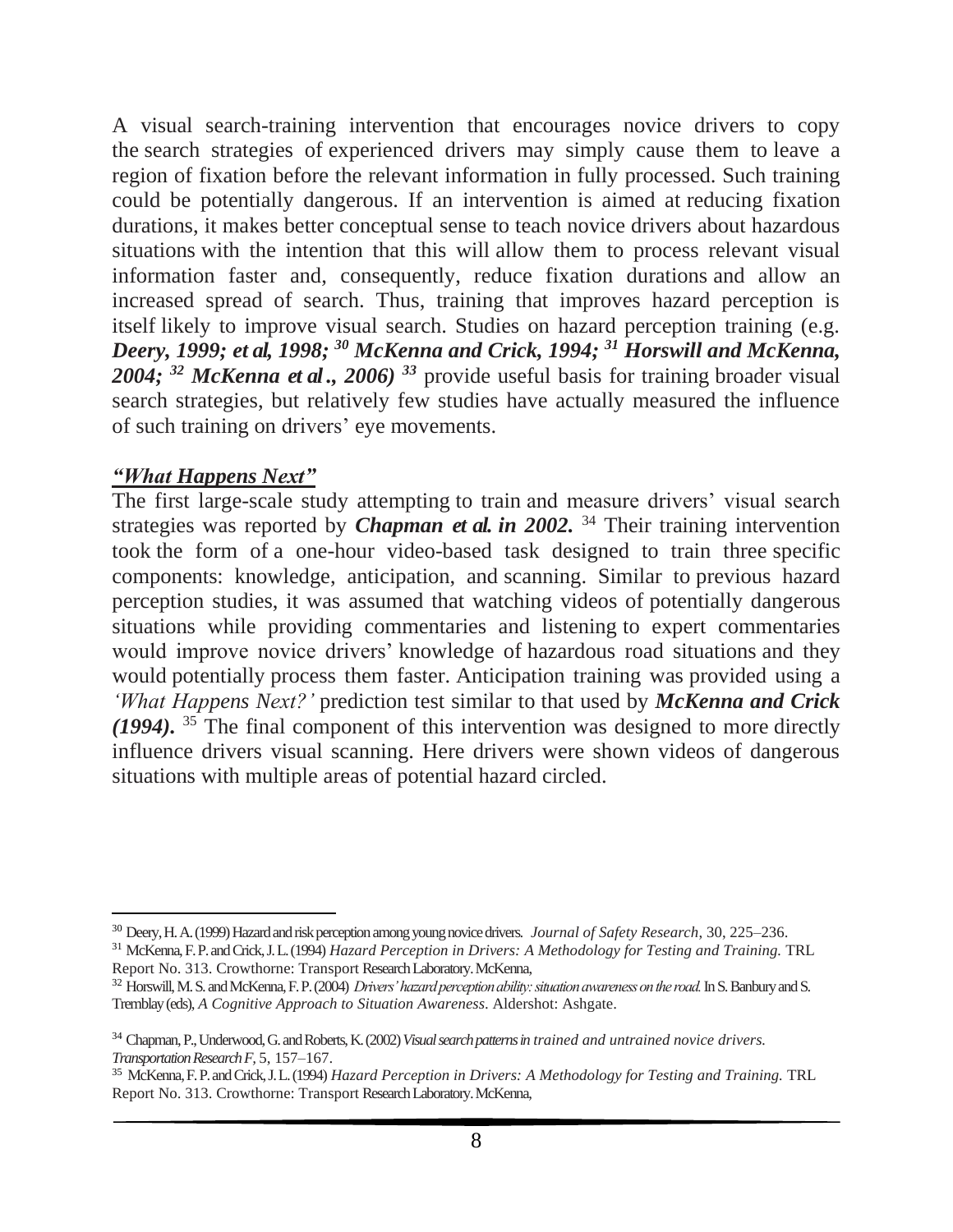A visual search-training intervention that encourages novice drivers to copy the search strategies of experienced drivers may simply cause them to leave a region of fixation before the relevant information in fully processed. Such training could be potentially dangerous. If an intervention is aimed at reducing fixation durations, it makes better conceptual sense to teach novice drivers about hazardous situations with the intention that this will allow them to process relevant visual information faster and, consequently, reduce fixation durations and allow an increased spread of search. Thus, training that improves hazard perception is itself likely to improve visual search. Studies on hazard perception training (e.g. ***Deery, 1999; et al, 1998;*** [30] ***McKenna and Crick, 1994;*** [31] ***Horswill and McKenna, 2004;*** [32] ***McKenna et al., 2006)*** [33] provide useful basis for training broader visual search strategies, but relatively few studies have actually measured the influence of such training on drivers' eye movements.

***"What Happens Next"***

The first large-scale study attempting to train and measure drivers' visual search strategies was reported by ***Chapman et al. in 2002.*** [34] Their training intervention took the form of a one-hour video-based task designed to train three specific components: knowledge, anticipation, and scanning. Similar to previous hazard perception studies, it was assumed that watching videos of potentially dangerous situations while providing commentaries and listening to expert commentaries would improve novice drivers' knowledge of hazardous road situations and they would potentially process them faster. Anticipation training was provided using a *'What Happens Next?'* prediction test similar to that used by ***McKenna and Crick (1994).*** [35] The final component of this intervention was designed to more directly influence drivers visual scanning. Here drivers were shown videos of dangerous situations with multiple areas of potential hazard circled.

---

[30] Deery, H. A. (1999) Hazard and risk perception among young novice drivers. *Journal of Safety Research*, 30, 225–236.

[31] McKenna, F. P. and Crick, J. L. (1994) *Hazard Perception in Drivers: A Methodology for Testing and Training.* TRL Report No. 313. Crowthorne: Transport Research Laboratory. McKenna,

[32] Horswill, M. S. and McKenna, F. P. (2004) *Drivers' hazard perception ability: situation awareness on the road.* In S. Banbury and S. Tremblay (eds), *A Cognitive Approach to Situation Awareness*. Aldershot: Ashgate.

[34] Chapman, P., Underwood, G. and Roberts, K. (2002) *Visual search patterns in trained and untrained novice drivers. Transportation Research F*, 5, 157–167.

[35] McKenna, F. P. and Crick, J. L. (1994) *Hazard Perception in Drivers: A Methodology for Testing and Training.* TRL Report No. 313. Crowthorne: Transport Research Laboratory. McKenna,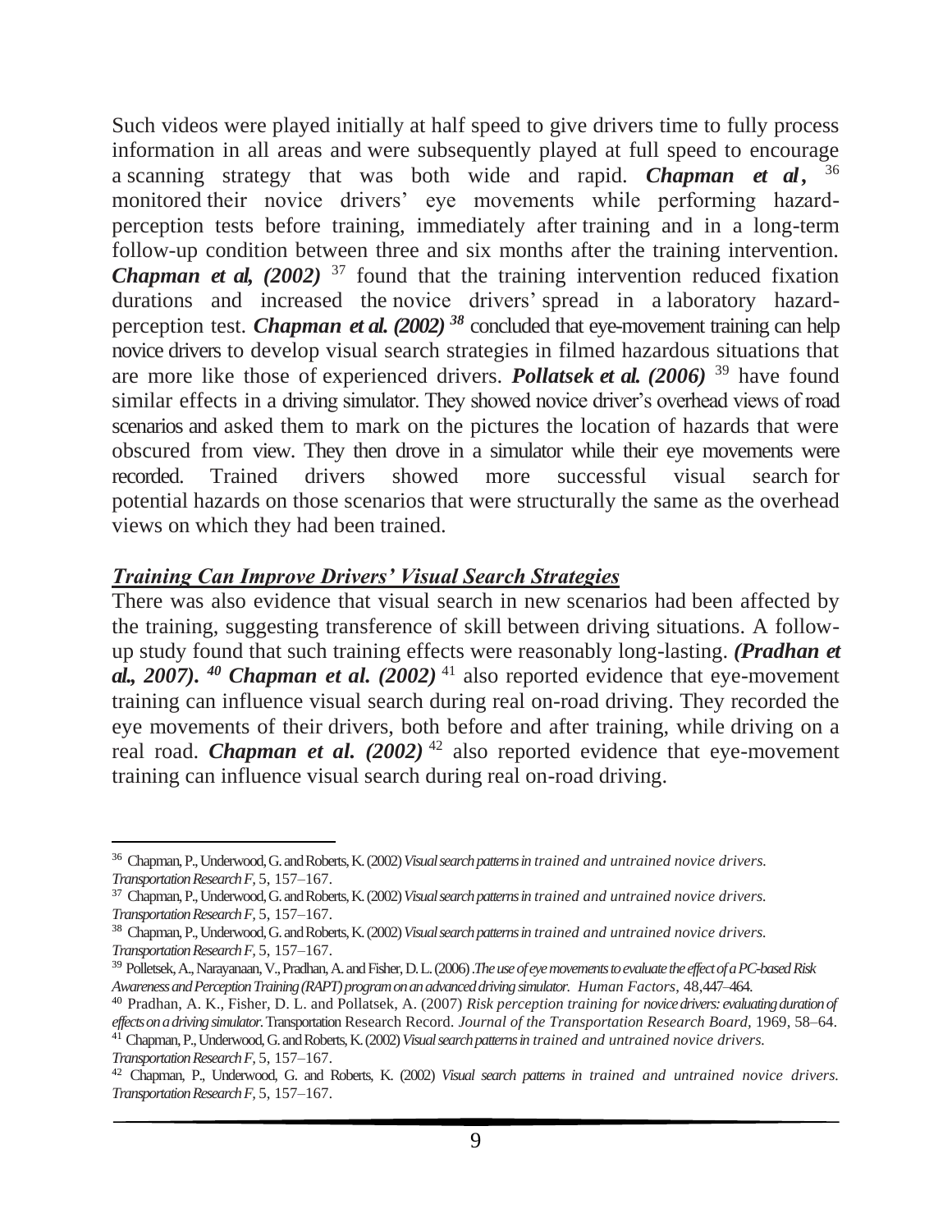Such videos were played initially at half speed to give drivers time to fully process information in all areas and were subsequently played at full speed to encourage a scanning strategy that was both wide and rapid. ***Chapman et al*,** [36] monitored their novice drivers' eye movements while performing hazard-perception tests before training, immediately after training and in a long-term follow-up condition between three and six months after the training intervention. ***Chapman et al, (2002)*** [37] found that the training intervention reduced fixation durations and increased the novice drivers' spread in a laboratory hazard-perception test. ***Chapman et al. (2002)*** [38] concluded that eye-movement training can help novice drivers to develop visual search strategies in filmed hazardous situations that are more like those of experienced drivers. ***Pollatsek et al. (2006)*** [39] have found similar effects in a driving simulator. They showed novice driver's overhead views of road scenarios and asked them to mark on the pictures the location of hazards that were obscured from view. They then drove in a simulator while their eye movements were recorded. Trained drivers showed more successful visual search for potential hazards on those scenarios that were structurally the same as the overhead views on which they had been trained.

***Training Can Improve Drivers' Visual Search Strategies***

There was also evidence that visual search in new scenarios had been affected by the training, suggesting transference of skill between driving situations. A follow-up study found that such training effects were reasonably long-lasting. ***(Pradhan et al., 2007).*** [40] ***Chapman et al. (2002)*** [41] also reported evidence that eye-movement training can influence visual search during real on-road driving. They recorded the eye movements of their drivers, both before and after training, while driving on a real road. ***Chapman et al. (2002)*** [42] also reported evidence that eye-movement training can influence visual search during real on-road driving.

---

[36] Chapman, P., Underwood, G. and Roberts, K. (2002) *Visual search patterns in trained and untrained novice drivers. Transportation Research F,* 5, 157–167.

[37] Chapman, P., Underwood, G. and Roberts, K. (2002) *Visual search patterns in trained and untrained novice drivers. Transportation Research F,* 5, 157–167.

[38] Chapman, P., Underwood, G. and Roberts, K. (2002) *Visual search patterns in trained and untrained novice drivers. Transportation Research F,* 5, 157–167.

[39] Polletsek, A., Narayanaan, V., Pradhan, A. and Fisher, D. L. (2006) .*The use of eye movements to evaluate the effect of a PC-based Risk Awareness and Perception Training (RAPT) program on an advanced driving simulator. Human Factors*, 48,447–464.

[40] Pradhan, A. K., Fisher, D. L. and Pollatsek, A. (2007) *Risk perception training for novice drivers: evaluating duration of effects on a driving simulator.* Transportation Research Record. *Journal of the Transportation Research Board,* 1969, 58–64.

[41] Chapman, P., Underwood, G. and Roberts, K. (2002) *Visual search patterns in trained and untrained novice drivers. Transportation Research F,* 5, 157–167.

[42] Chapman, P., Underwood, G. and Roberts, K. (2002) *Visual search patterns in trained and untrained novice drivers. Transportation Research F,* 5, 157–167.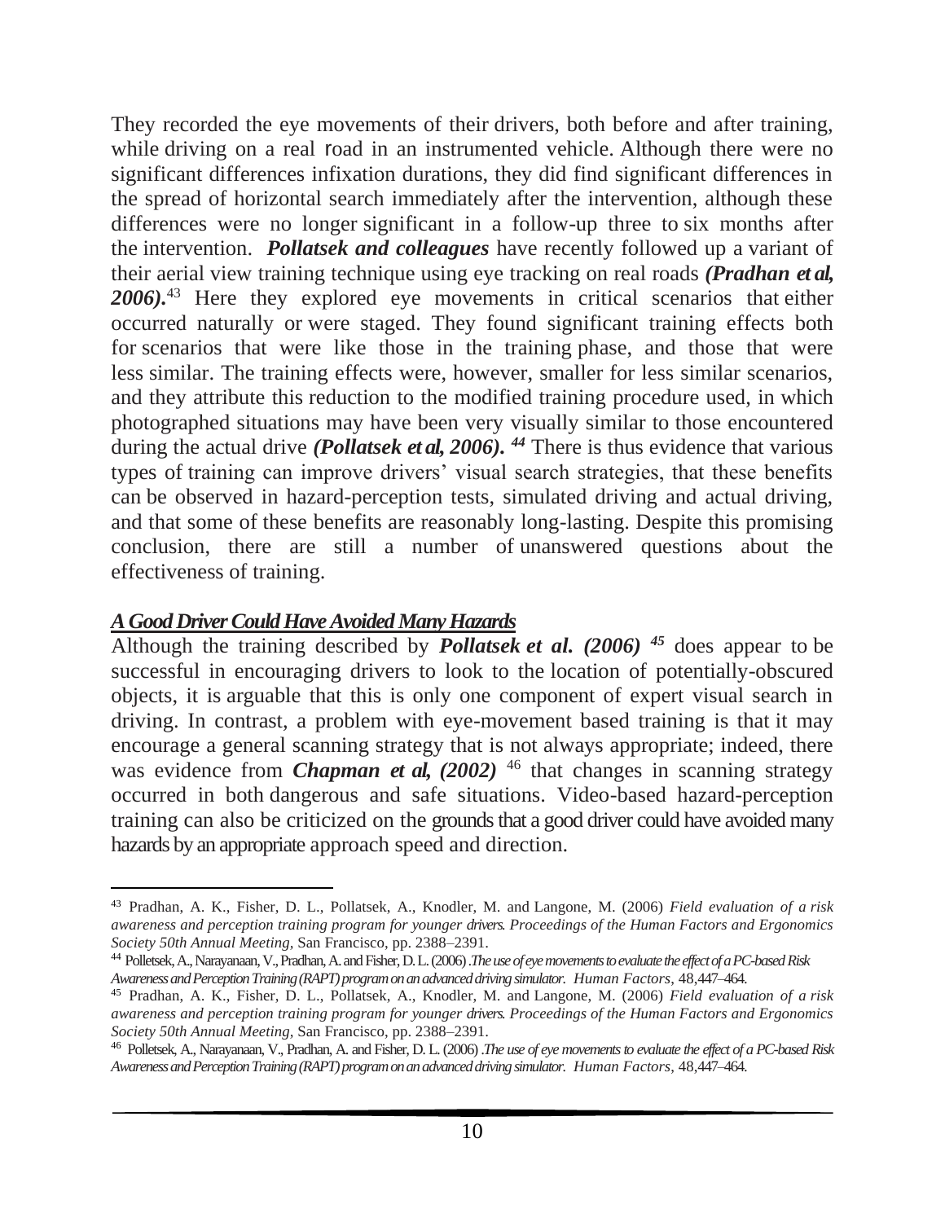They recorded the eye movements of their drivers, both before and after training, while driving on a real road in an instrumented vehicle. Although there were no significant differences infixation durations, they did find significant differences in the spread of horizontal search immediately after the intervention, although these differences were no longer significant in a follow-up three to six months after the intervention. ***Pollatsek and colleagues*** have recently followed up a variant of their aerial view training technique using eye tracking on real roads ***(Pradhan et al, 2006).***[43] Here they explored eye movements in critical scenarios that either occurred naturally or were staged. They found significant training effects both for scenarios that were like those in the training phase, and those that were less similar. The training effects were, however, smaller for less similar scenarios, and they attribute this reduction to the modified training procedure used, in which photographed situations may have been very visually similar to those encountered during the actual drive ***(Pollatsek et al, 2006).*** [44] There is thus evidence that various types of training can improve drivers' visual search strategies, that these benefits can be observed in hazard-perception tests, simulated driving and actual driving, and that some of these benefits are reasonably long-lasting. Despite this promising conclusion, there are still a number of unanswered questions about the effectiveness of training.

***A Good Driver Could Have Avoided Many Hazards***

Although the training described by ***Pollatsek et al. (2006)*** [45] does appear to be successful in encouraging drivers to look to the location of potentially-obscured objects, it is arguable that this is only one component of expert visual search in driving. In contrast, a problem with eye-movement based training is that it may encourage a general scanning strategy that is not always appropriate; indeed, there was evidence from ***Chapman et al, (2002)*** [46] that changes in scanning strategy occurred in both dangerous and safe situations. Video-based hazard-perception training can also be criticized on the grounds that a good driver could have avoided many hazards by an appropriate approach speed and direction.

---

[43] Pradhan, A. K., Fisher, D. L., Pollatsek, A., Knodler, M. and Langone, M. (2006) *Field evaluation of a risk awareness and perception training program for younger drivers. Proceedings of the Human Factors and Ergonomics Society 50th Annual Meeting*, San Francisco, pp. 2388–2391.

[44] Polletsek, A., Narayanaan, V., Pradhan, A. and Fisher, D. L. (2006) .*The use of eye movements to evaluate the effect of a PC-based Risk Awareness and Perception Training (RAPT) program on an advanced driving simulator. Human Factors*, 48,447–464.

[45] Pradhan, A. K., Fisher, D. L., Pollatsek, A., Knodler, M. and Langone, M. (2006) *Field evaluation of a risk awareness and perception training program for younger drivers. Proceedings of the Human Factors and Ergonomics Society 50th Annual Meeting*, San Francisco, pp. 2388–2391.

[46] Polletsek, A., Narayanaan, V., Pradhan, A. and Fisher, D. L. (2006) .*The use of eye movements to evaluate the effect of a PC-based Risk Awareness and Perception Training (RAPT) program on an advanced driving simulator. Human Factors*, 48,447–464.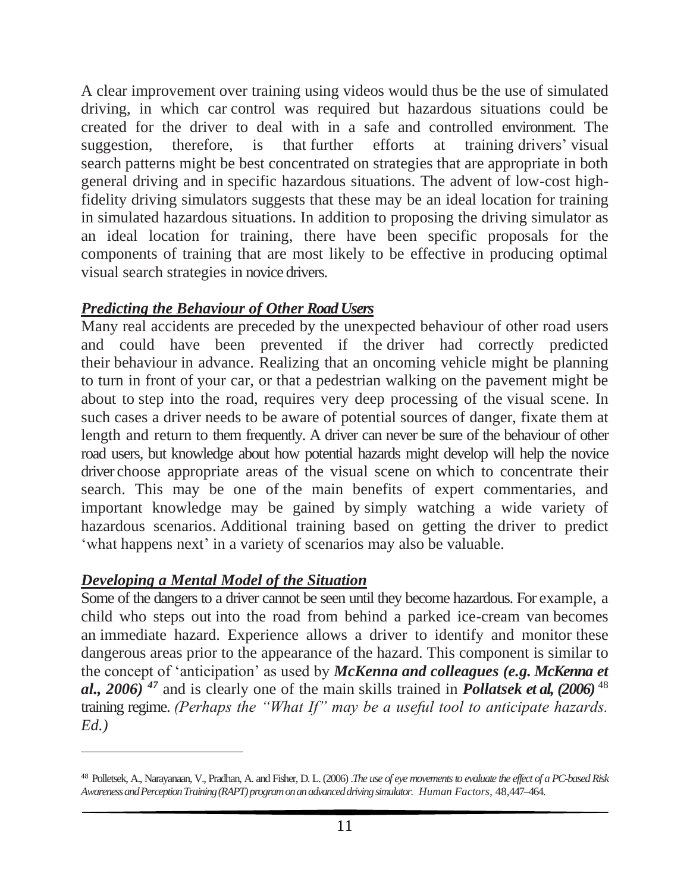A clear improvement over training using videos would thus be the use of simulated driving, in which car control was required but hazardous situations could be created for the driver to deal with in a safe and controlled environment. The suggestion, therefore, is that further efforts at training drivers' visual search patterns might be best concentrated on strategies that are appropriate in both general driving and in specific hazardous situations. The advent of low-cost high-fidelity driving simulators suggests that these may be an ideal location for training in simulated hazardous situations. In addition to proposing the driving simulator as an ideal location for training, there have been specific proposals for the components of training that are most likely to be effective in producing optimal visual search strategies in novice drivers.

***Predicting the Behaviour of Other Road Users***

Many real accidents are preceded by the unexpected behaviour of other road users and could have been prevented if the driver had correctly predicted their behaviour in advance. Realizing that an oncoming vehicle might be planning to turn in front of your car, or that a pedestrian walking on the pavement might be about to step into the road, requires very deep processing of the visual scene. In such cases a driver needs to be aware of potential sources of danger, fixate them at length and return to them frequently. A driver can never be sure of the behaviour of other road users, but knowledge about how potential hazards might develop will help the novice driver choose appropriate areas of the visual scene on which to concentrate their search. This may be one of the main benefits of expert commentaries, and important knowledge may be gained by simply watching a wide variety of hazardous scenarios. Additional training based on getting the driver to predict 'what happens next' in a variety of scenarios may also be valuable.

***Developing a Mental Model of the Situation***

Some of the dangers to a driver cannot be seen until they become hazardous. For example, a child who steps out into the road from behind a parked ice-cream van becomes an immediate hazard. Experience allows a driver to identify and monitor these dangerous areas prior to the appearance of the hazard. This component is similar to the concept of 'anticipation' as used by ***McKenna and colleagues (e.g. McKenna et al., 2006)*** [47] and is clearly one of the main skills trained in ***Pollatsek et al, (2006)*** [48] training regime. *(Perhaps the "What If" may be a useful tool to anticipate hazards. Ed.)*

---

[48] Polletsek, A., Narayanaan, V., Pradhan, A. and Fisher, D. L. (2006) .*The use of eye movements to evaluate the effect of a PC-based Risk Awareness and Perception Training (RAPT) program on an advanced driving simulator. Human Factors*, 48,447–464.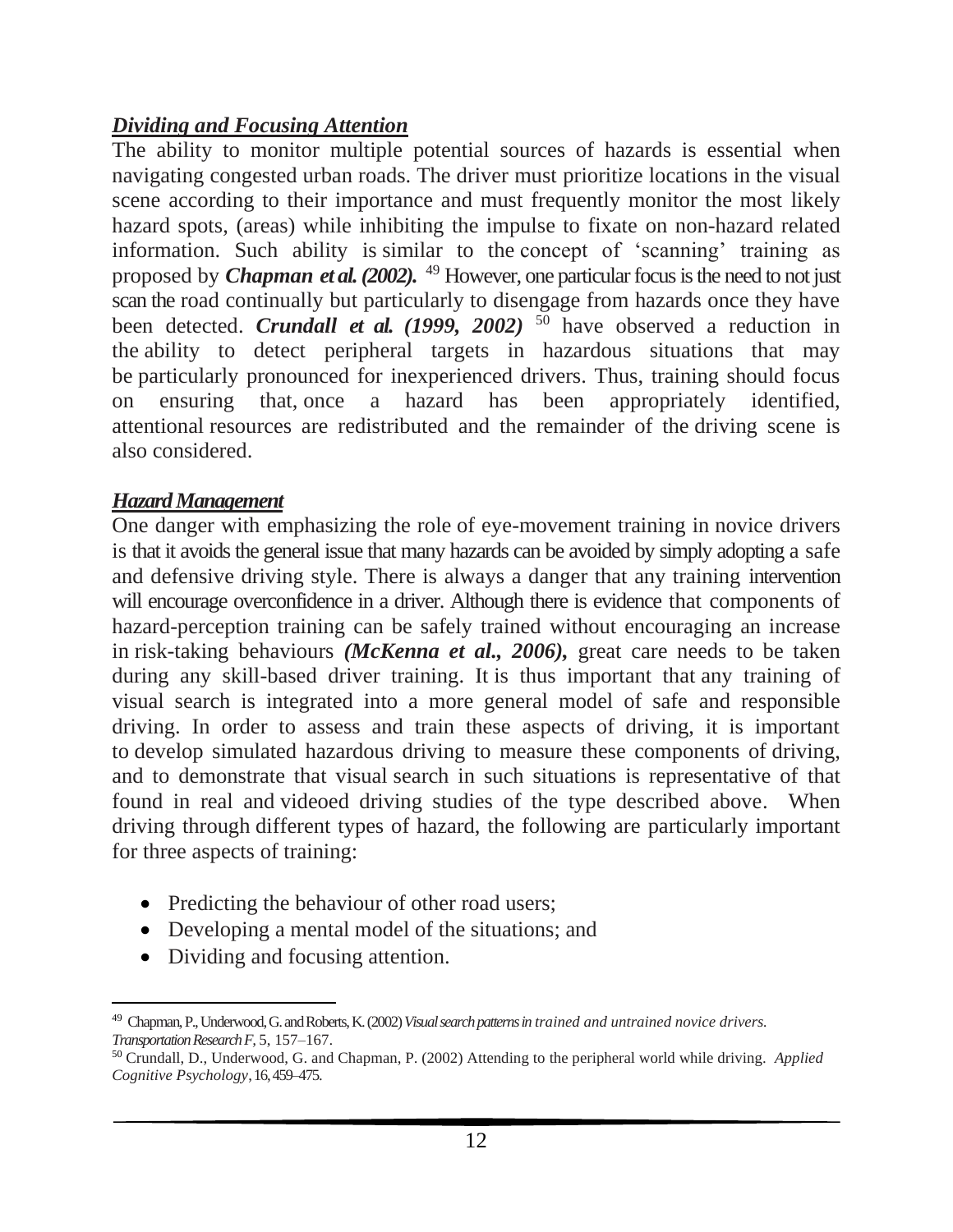***Dividing and Focusing Attention***

The ability to monitor multiple potential sources of hazards is essential when navigating congested urban roads. The driver must prioritize locations in the visual scene according to their importance and must frequently monitor the most likely hazard spots, (areas) while inhibiting the impulse to fixate on non-hazard related information. Such ability is similar to the concept of 'scanning' training as proposed by ***Chapman et al. (2002).*** [49] However, one particular focus is the need to not just scan the road continually but particularly to disengage from hazards once they have been detected. ***Crundall et al. (1999, 2002)*** [50] have observed a reduction in the ability to detect peripheral targets in hazardous situations that may be particularly pronounced for inexperienced drivers. Thus, training should focus on ensuring that, once a hazard has been appropriately identified, attentional resources are redistributed and the remainder of the driving scene is also considered.

***Hazard Management***

One danger with emphasizing the role of eye-movement training in novice drivers is that it avoids the general issue that many hazards can be avoided by simply adopting a safe and defensive driving style. There is always a danger that any training intervention will encourage overconfidence in a driver. Although there is evidence that components of hazard-perception training can be safely trained without encouraging an increase in risk-taking behaviours ***(McKenna et al., 2006),*** great care needs to be taken during any skill-based driver training. It is thus important that any training of visual search is integrated into a more general model of safe and responsible driving. In order to assess and train these aspects of driving, it is important to develop simulated hazardous driving to measure these components of driving, and to demonstrate that visual search in such situations is representative of that found in real and videoed driving studies of the type described above. When driving through different types of hazard, the following are particularly important for three aspects of training:

- Predicting the behaviour of other road users;
- Developing a mental model of the situations; and
- Dividing and focusing attention.

---

[49] Chapman, P., Underwood, G. and Roberts, K. (2002) *Visual search patterns in trained and untrained novice drivers. Transportation Research F*, 5, 157–167.

[50] Crundall, D., Underwood, G. and Chapman, P. (2002) Attending to the peripheral world while driving. *Applied Cognitive Psychology*, 16, 459–475.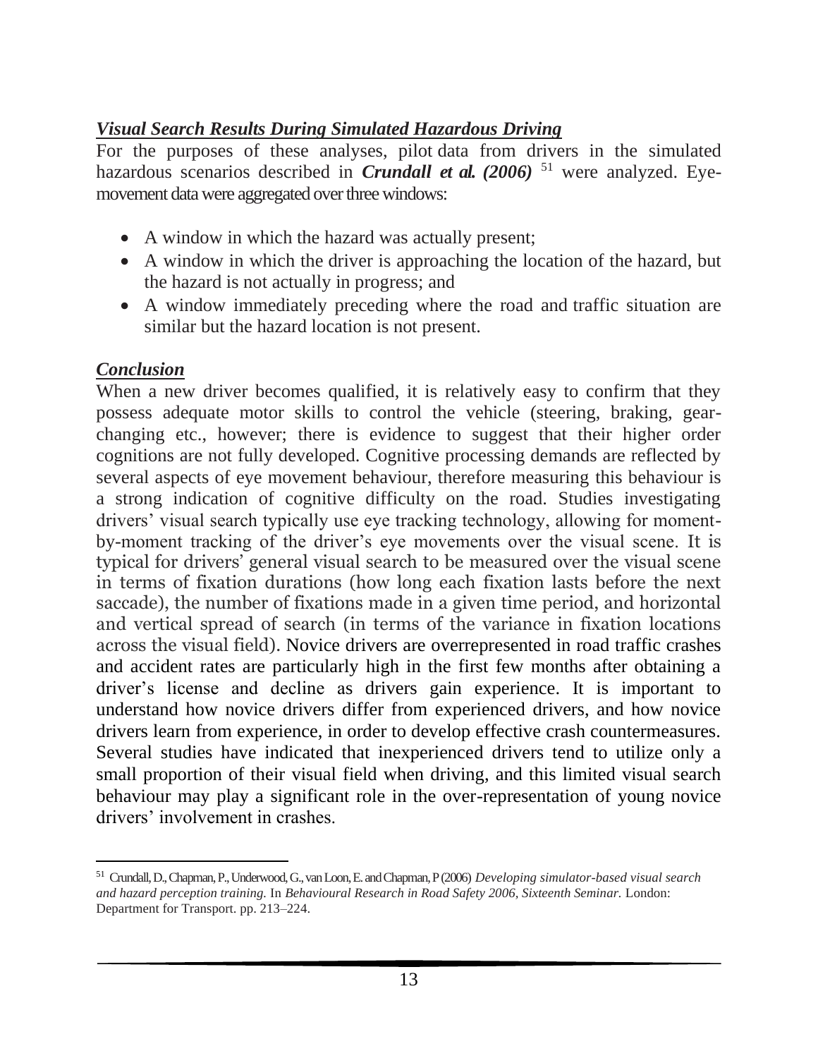### ***Visual Search Results During Simulated Hazardous Driving***

For the purposes of these analyses, pilot data from drivers in the simulated hazardous scenarios described in ***Crundall et al. (2006)*** [51] were analyzed. Eye-movement data were aggregated over three windows:

- A window in which the hazard was actually present;
- A window in which the driver is approaching the location of the hazard, but the hazard is not actually in progress; and
- A window immediately preceding where the road and traffic situation are similar but the hazard location is not present.

### ***Conclusion***

When a new driver becomes qualified, it is relatively easy to confirm that they possess adequate motor skills to control the vehicle (steering, braking, gear-changing etc., however; there is evidence to suggest that their higher order cognitions are not fully developed. Cognitive processing demands are reflected by several aspects of eye movement behaviour, therefore measuring this behaviour is a strong indication of cognitive difficulty on the road. Studies investigating drivers' visual search typically use eye tracking technology, allowing for moment-by-moment tracking of the driver's eye movements over the visual scene. It is typical for drivers' general visual search to be measured over the visual scene in terms of fixation durations (how long each fixation lasts before the next saccade), the number of fixations made in a given time period, and horizontal and vertical spread of search (in terms of the variance in fixation locations across the visual field). Novice drivers are overrepresented in road traffic crashes and accident rates are particularly high in the first few months after obtaining a driver's license and decline as drivers gain experience. It is important to understand how novice drivers differ from experienced drivers, and how novice drivers learn from experience, in order to develop effective crash countermeasures. Several studies have indicated that inexperienced drivers tend to utilize only a small proportion of their visual field when driving, and this limited visual search behaviour may play a significant role in the over-representation of young novice drivers' involvement in crashes.

---

[51] Crundall, D., Chapman, P., Underwood, G., van Loon, E. and Chapman, P (2006) *Developing simulator-based visual search and hazard perception training.* In *Behavioural Research in Road Safety 2006, Sixteenth Seminar.* London: Department for Transport. pp. 213–224.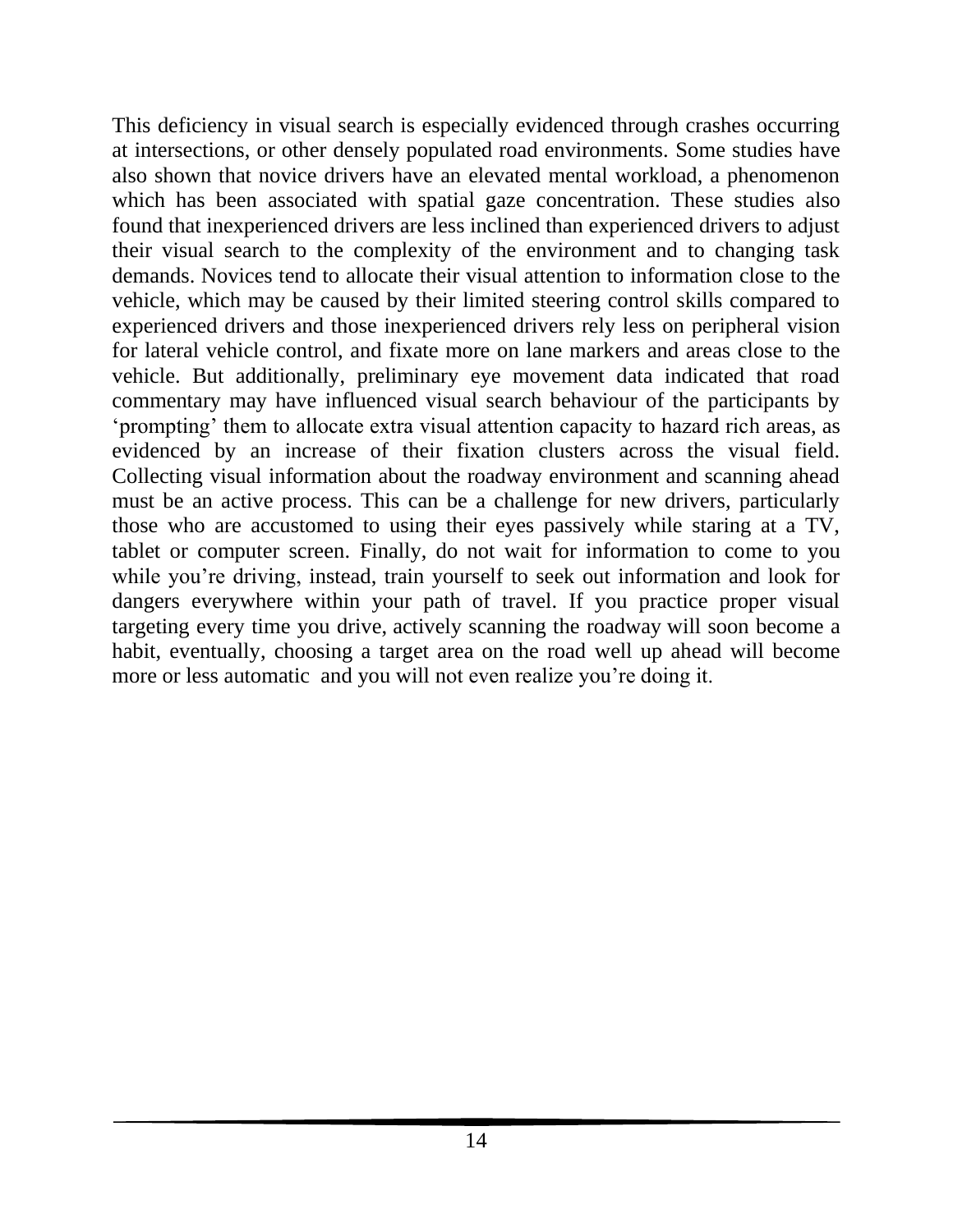This deficiency in visual search is especially evidenced through crashes occurring at intersections, or other densely populated road environments. Some studies have also shown that novice drivers have an elevated mental workload, a phenomenon which has been associated with spatial gaze concentration. These studies also found that inexperienced drivers are less inclined than experienced drivers to adjust their visual search to the complexity of the environment and to changing task demands. Novices tend to allocate their visual attention to information close to the vehicle, which may be caused by their limited steering control skills compared to experienced drivers and those inexperienced drivers rely less on peripheral vision for lateral vehicle control, and fixate more on lane markers and areas close to the vehicle. But additionally, preliminary eye movement data indicated that road commentary may have influenced visual search behaviour of the participants by 'prompting' them to allocate extra visual attention capacity to hazard rich areas, as evidenced by an increase of their fixation clusters across the visual field. Collecting visual information about the roadway environment and scanning ahead must be an active process. This can be a challenge for new drivers, particularly those who are accustomed to using their eyes passively while staring at a TV, tablet or computer screen. Finally, do not wait for information to come to you while you're driving, instead, train yourself to seek out information and look for dangers everywhere within your path of travel. If you practice proper visual targeting every time you drive, actively scanning the roadway will soon become a habit, eventually, choosing a target area on the road well up ahead will become more or less automatic and you will not even realize you're doing it.